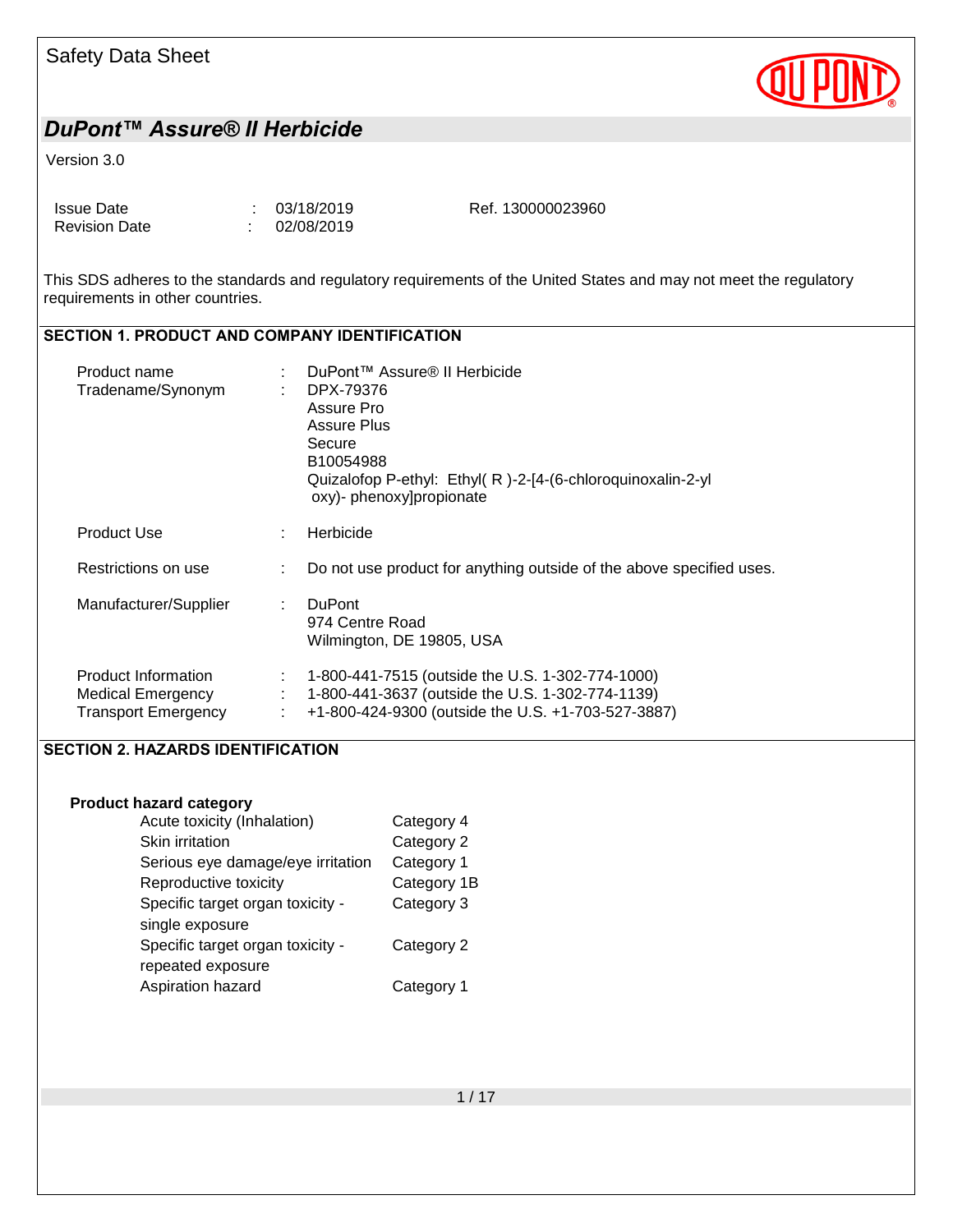Safety Data Sheet

# DuPont™ Assure® II Herbicide

Version 3.0

| | | | |
|---|---|---|---|
| Issue Date | : | 03/18/2019 | Ref. 130000023960 |
| Revision Date | : | 02/08/2019 | |

This SDS adheres to the standards and regulatory requirements of the United States and may not meet the regulatory requirements in other countries.

## SECTION 1. PRODUCT AND COMPANY IDENTIFICATION

| | | |
|---|---|---|
| Product name | : | DuPont™ Assure® II Herbicide |
| Tradename/Synonym | : | DPX-79376<br>Assure Pro<br>Assure Plus<br>Secure<br>B10054988<br>Quizalofop P-ethyl: Ethyl( R )-2-[4-(6-chloroquinoxalin-2-yl oxy)- phenoxy]propionate |
| Product Use | : | Herbicide |
| Restrictions on use | : | Do not use product for anything outside of the above specified uses. |
| Manufacturer/Supplier | : | DuPont<br>974 Centre Road<br>Wilmington, DE 19805, USA |
| Product Information | : | 1-800-441-7515 (outside the U.S. 1-302-774-1000) |
| Medical Emergency | : | 1-800-441-3637 (outside the U.S. 1-302-774-1139) |
| Transport Emergency | : | +1-800-424-9300 (outside the U.S. +1-703-527-3887) |

## SECTION 2. HAZARDS IDENTIFICATION

**Product hazard category**

| | |
|---|---|
| Acute toxicity (Inhalation) | Category 4 |
| Skin irritation | Category 2 |
| Serious eye damage/eye irritation | Category 1 |
| Reproductive toxicity | Category 1B |
| Specific target organ toxicity - single exposure | Category 3 |
| Specific target organ toxicity - repeated exposure | Category 2 |
| Aspiration hazard | Category 1 |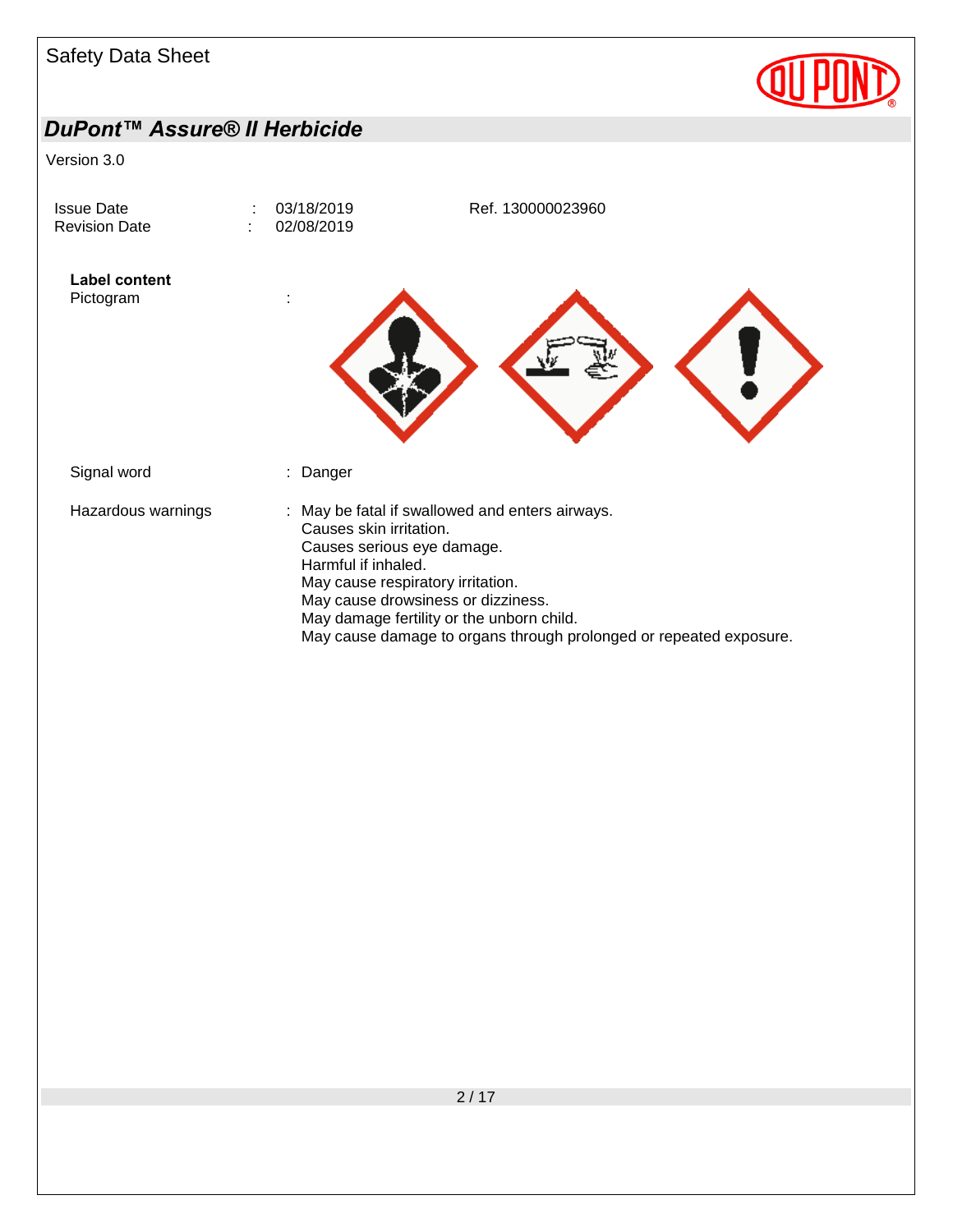# DuPont™ Assure® II Herbicide

Version 3.0

| | | | |
|---|---|---|---|
| Issue Date | : | 03/18/2019 | Ref. 130000023960 |
| Revision Date | : | 02/08/2019 | |

**Label content**

Pictogram :

Signal word : Danger

Hazardous warnings : May be fatal if swallowed and enters airways.
Causes skin irritation.
Causes serious eye damage.
Harmful if inhaled.
May cause respiratory irritation.
May cause drowsiness or dizziness.
May damage fertility or the unborn child.
May cause damage to organs through prolonged or repeated exposure.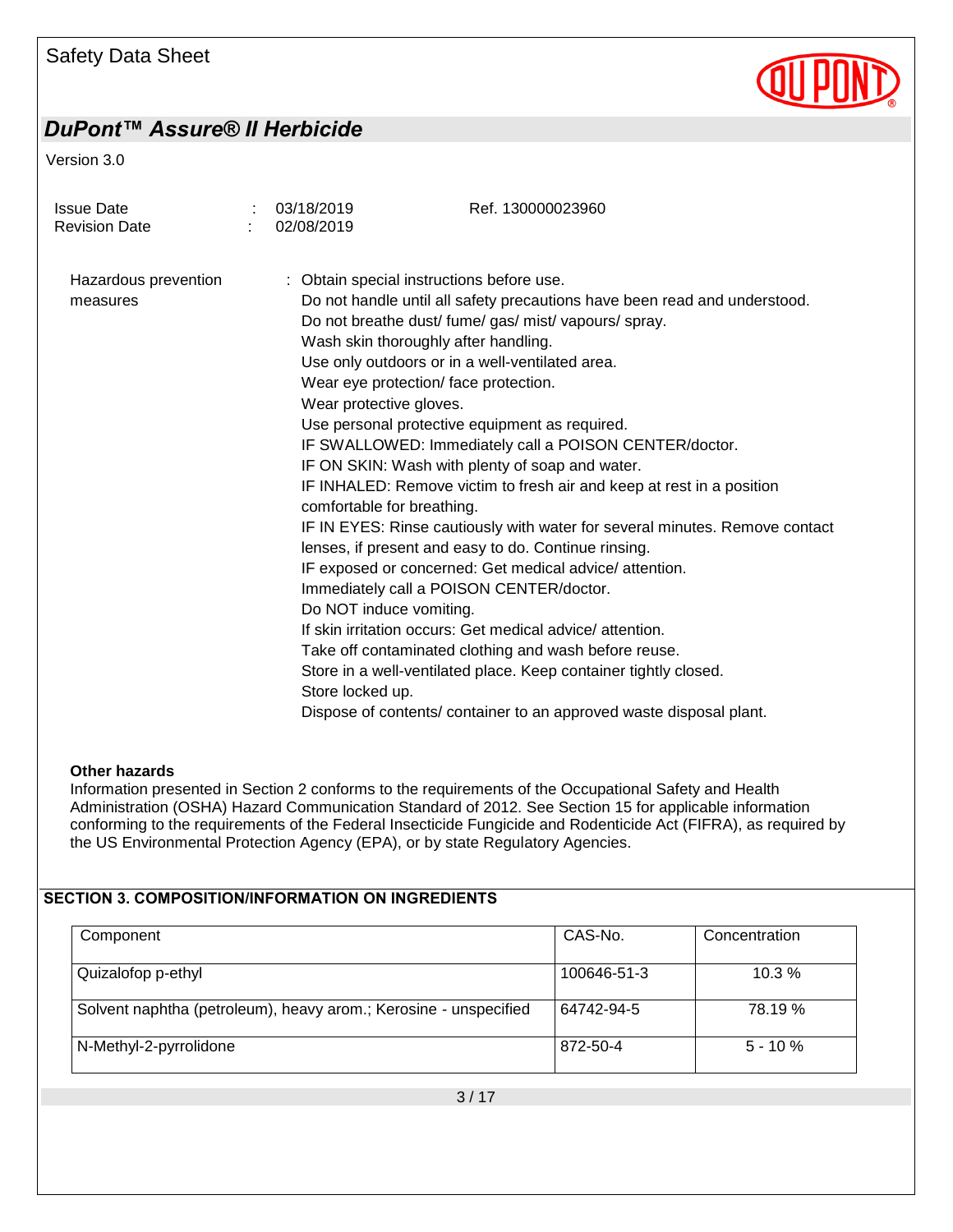Hazardous prevention measures : Obtain special instructions before use.
Do not handle until all safety precautions have been read and understood.
Do not breathe dust/ fume/ gas/ mist/ vapours/ spray.
Wash skin thoroughly after handling.
Use only outdoors or in a well-ventilated area.
Wear eye protection/ face protection.
Wear protective gloves.
Use personal protective equipment as required.
IF SWALLOWED: Immediately call a POISON CENTER/doctor.
IF ON SKIN: Wash with plenty of soap and water.
IF INHALED: Remove victim to fresh air and keep at rest in a position comfortable for breathing.
IF IN EYES: Rinse cautiously with water for several minutes. Remove contact lenses, if present and easy to do. Continue rinsing.
IF exposed or concerned: Get medical advice/ attention.
Immediately call a POISON CENTER/doctor.
Do NOT induce vomiting.
If skin irritation occurs: Get medical advice/ attention.
Take off contaminated clothing and wash before reuse.
Store in a well-ventilated place. Keep container tightly closed.
Store locked up.
Dispose of contents/ container to an approved waste disposal plant.

**Other hazards**

Information presented in Section 2 conforms to the requirements of the Occupational Safety and Health Administration (OSHA) Hazard Communication Standard of 2012. See Section 15 for applicable information conforming to the requirements of the Federal Insecticide Fungicide and Rodenticide Act (FIFRA), as required by the US Environmental Protection Agency (EPA), or by state Regulatory Agencies.

## SECTION 3. COMPOSITION/INFORMATION ON INGREDIENTS

| Component | CAS-No. | Concentration |
|---|---|---|
| Quizalofop p-ethyl | 100646-51-3 | 10.3 % |
| Solvent naphtha (petroleum), heavy arom.; Kerosine - unspecified | 64742-94-5 | 78.19 % |
| N-Methyl-2-pyrrolidone | 872-50-4 | 5 - 10 % |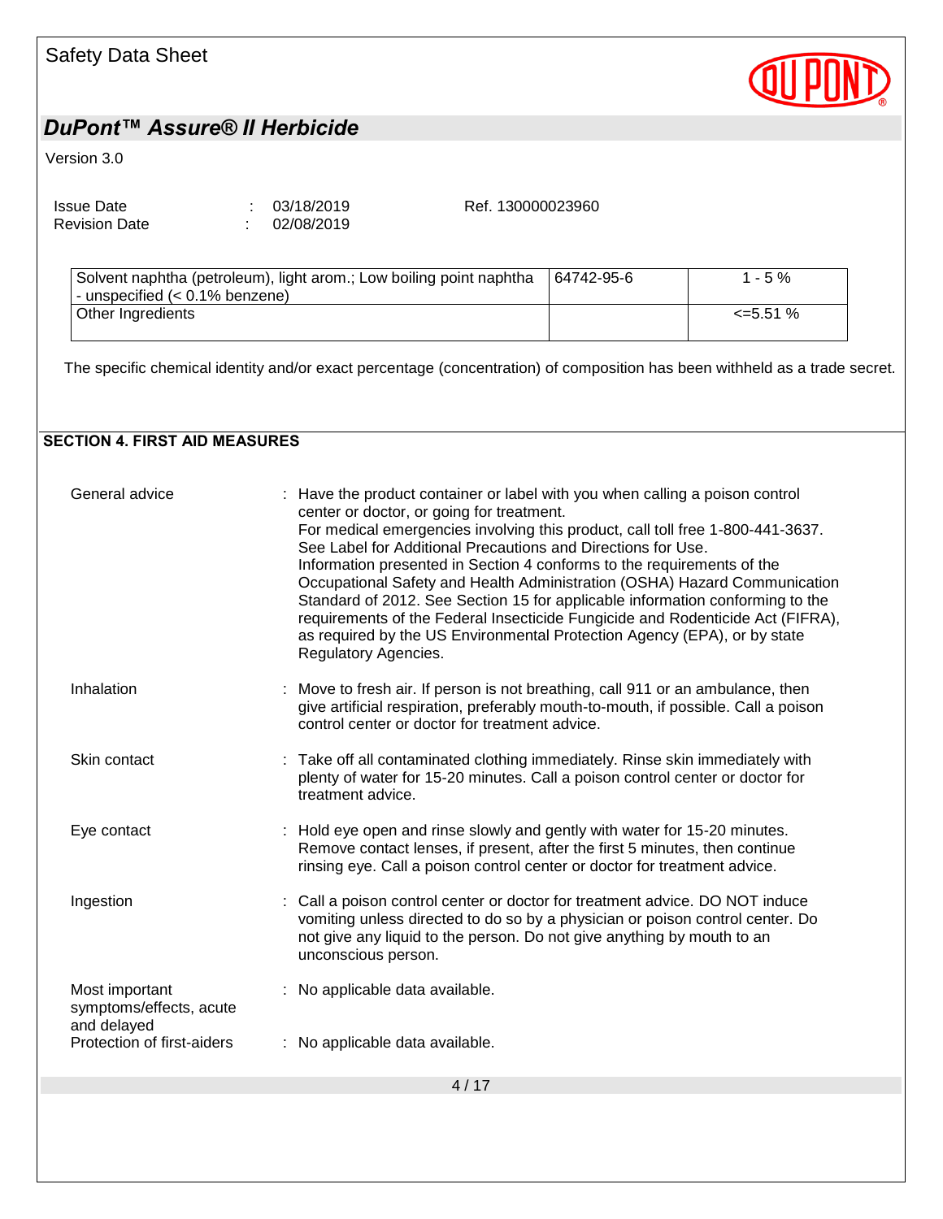| Solvent naphtha (petroleum), light arom.; Low boiling point naphtha - unspecified (< 0.1% benzene) | 64742-95-6 | 1 - 5 % |
|---|---|---|
| Other Ingredients | | <=5.51 % |

The specific chemical identity and/or exact percentage (concentration) of composition has been withheld as a trade secret.

## SECTION 4. FIRST AID MEASURES

General advice : Have the product container or label with you when calling a poison control center or doctor, or going for treatment.
For medical emergencies involving this product, call toll free 1-800-441-3637.
See Label for Additional Precautions and Directions for Use.
Information presented in Section 4 conforms to the requirements of the Occupational Safety and Health Administration (OSHA) Hazard Communication Standard of 2012. See Section 15 for applicable information conforming to the requirements of the Federal Insecticide Fungicide and Rodenticide Act (FIFRA), as required by the US Environmental Protection Agency (EPA), or by state Regulatory Agencies.

Inhalation : Move to fresh air. If person is not breathing, call 911 or an ambulance, then give artificial respiration, preferably mouth-to-mouth, if possible. Call a poison control center or doctor for treatment advice.

Skin contact : Take off all contaminated clothing immediately. Rinse skin immediately with plenty of water for 15-20 minutes. Call a poison control center or doctor for treatment advice.

Eye contact : Hold eye open and rinse slowly and gently with water for 15-20 minutes. Remove contact lenses, if present, after the first 5 minutes, then continue rinsing eye. Call a poison control center or doctor for treatment advice.

Ingestion : Call a poison control center or doctor for treatment advice. DO NOT induce vomiting unless directed to do so by a physician or poison control center. Do not give any liquid to the person. Do not give anything by mouth to an unconscious person.

Most important symptoms/effects, acute and delayed : No applicable data available.

Protection of first-aiders : No applicable data available.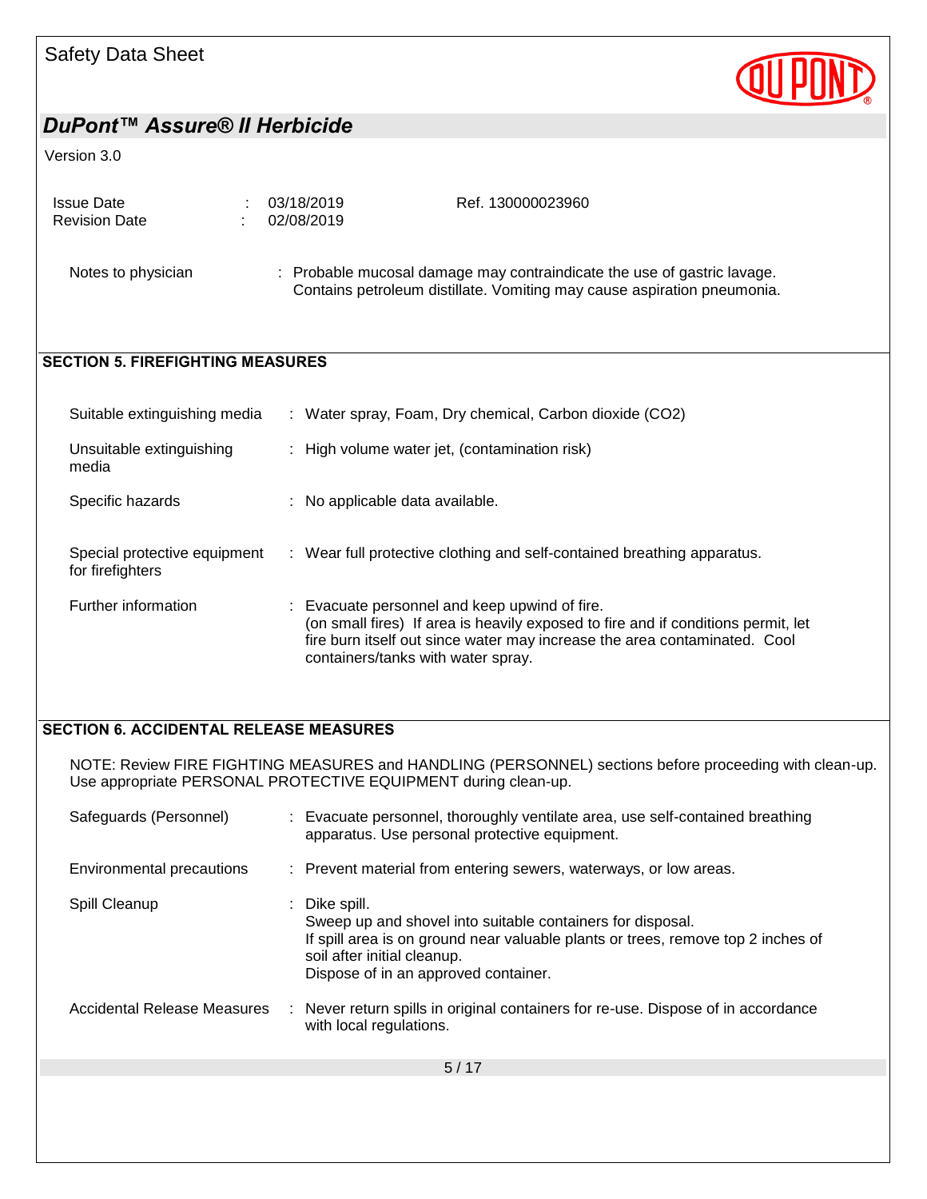Notes to physician : Probable mucosal damage may contraindicate the use of gastric lavage. Contains petroleum distillate. Vomiting may cause aspiration pneumonia.

## SECTION 5. FIREFIGHTING MEASURES

| | |
|---|---|
| Suitable extinguishing media | : Water spray, Foam, Dry chemical, Carbon dioxide ($CO_2$) |
| Unsuitable extinguishing media | : High volume water jet, (contamination risk) |
| Specific hazards | : No applicable data available. |
| Special protective equipment for firefighters | : Wear full protective clothing and self-contained breathing apparatus. |
| Further information | : Evacuate personnel and keep upwind of fire. (on small fires) If area is heavily exposed to fire and if conditions permit, let fire burn itself out since water may increase the area contaminated. Cool containers/tanks with water spray. |

## SECTION 6. ACCIDENTAL RELEASE MEASURES

NOTE: Review FIRE FIGHTING MEASURES and HANDLING (PERSONNEL) sections before proceeding with clean-up. Use appropriate PERSONAL PROTECTIVE EQUIPMENT during clean-up.

| | |
|---|---|
| Safeguards (Personnel) | : Evacuate personnel, thoroughly ventilate area, use self-contained breathing apparatus. Use personal protective equipment. |
| Environmental precautions | : Prevent material from entering sewers, waterways, or low areas. |
| Spill Cleanup | : Dike spill. Sweep up and shovel into suitable containers for disposal. If spill area is on ground near valuable plants or trees, remove top 2 inches of soil after initial cleanup. Dispose of in an approved container. |
| Accidental Release Measures | : Never return spills in original containers for re-use. Dispose of in accordance with local regulations. |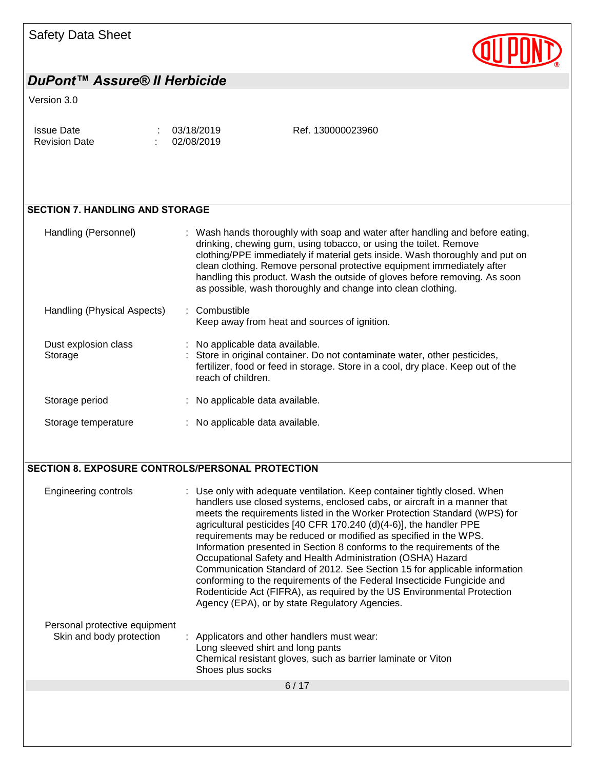## SECTION 7. HANDLING AND STORAGE

| | |
|---|---|
| Handling (Personnel) | : Wash hands thoroughly with soap and water after handling and before eating, drinking, chewing gum, using tobacco, or using the toilet. Remove clothing/PPE immediately if material gets inside. Wash thoroughly and put on clean clothing. Remove personal protective equipment immediately after handling this product. Wash the outside of gloves before removing. As soon as possible, wash thoroughly and change into clean clothing. |
| Handling (Physical Aspects) | : Combustible<br>Keep away from heat and sources of ignition. |
| Dust explosion class | : No applicable data available. |
| Storage | : Store in original container. Do not contaminate water, other pesticides, fertilizer, food or feed in storage. Store in a cool, dry place. Keep out of the reach of children. |
| Storage period | : No applicable data available. |
| Storage temperature | : No applicable data available. |

## SECTION 8. EXPOSURE CONTROLS/PERSONAL PROTECTION

| | |
|---|---|
| Engineering controls | : Use only with adequate ventilation. Keep container tightly closed. When handlers use closed systems, enclosed cabs, or aircraft in a manner that meets the requirements listed in the Worker Protection Standard (WPS) for agricultural pesticides [40 CFR 170.240 (d)(4-6)], the handler PPE requirements may be reduced or modified as specified in the WPS. Information presented in Section 8 conforms to the requirements of the Occupational Safety and Health Administration (OSHA) Hazard Communication Standard of 2012. See Section 15 for applicable information conforming to the requirements of the Federal Insecticide Fungicide and Rodenticide Act (FIFRA), as required by the US Environmental Protection Agency (EPA), or by state Regulatory Agencies. |

Personal protective equipment

| | |
|---|---|
| Skin and body protection | : Applicators and other handlers must wear:<br>Long sleeved shirt and long pants<br>Chemical resistant gloves, such as barrier laminate or Viton<br>Shoes plus socks |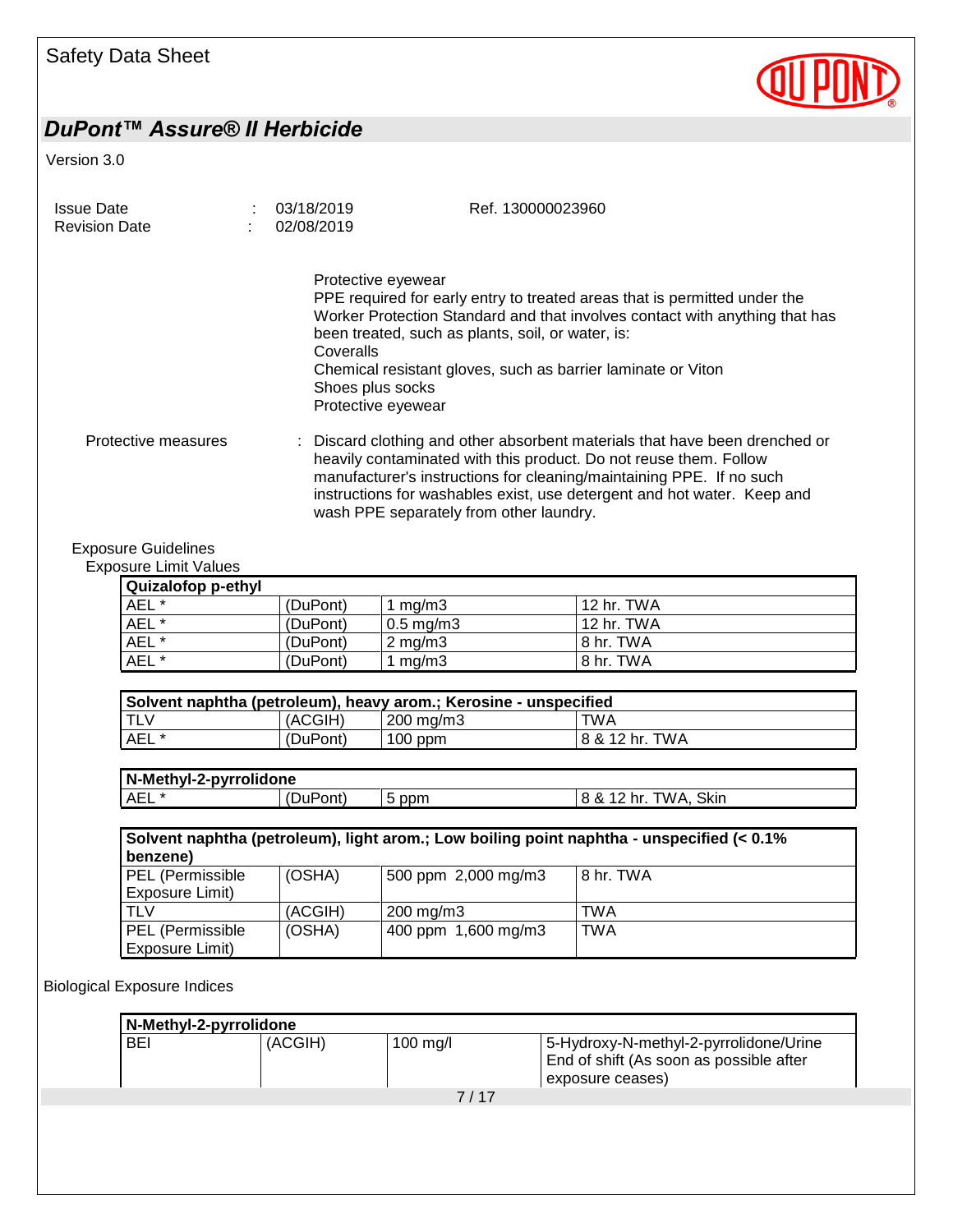Protective eyewear
PPE required for early entry to treated areas that is permitted under the Worker Protection Standard and that involves contact with anything that has been treated, such as plants, soil, or water, is:
Coveralls
Chemical resistant gloves, such as barrier laminate or Viton
Shoes plus socks
Protective eyewear

Protective measures : Discard clothing and other absorbent materials that have been drenched or heavily contaminated with this product. Do not reuse them. Follow manufacturer's instructions for cleaning/maintaining PPE. If no such instructions for washables exist, use detergent and hot water. Keep and wash PPE separately from other laundry.

Exposure Guidelines

Exposure Limit Values

| Quizalofop p-ethyl | | | |
|---|---|---|---|
| AEL * | (DuPont) | 1 mg/m3 | 12 hr. TWA |
| AEL * | (DuPont) | 0.5 mg/m3 | 12 hr. TWA |
| AEL * | (DuPont) | 2 mg/m3 | 8 hr. TWA |
| AEL * | (DuPont) | 1 mg/m3 | 8 hr. TWA |

| Solvent naphtha (petroleum), heavy arom.; Kerosine - unspecified | | | |
|---|---|---|---|
| TLV | (ACGIH) | 200 mg/m3 | TWA |
| AEL * | (DuPont) | 100 ppm | 8 & 12 hr. TWA |

| N-Methyl-2-pyrrolidone | | | |
|---|---|---|---|
| AEL * | (DuPont) | 5 ppm | 8 & 12 hr. TWA, Skin |

| Solvent naphtha (petroleum), light arom.; Low boiling point naphtha - unspecified (< 0.1% benzene) | | | |
|---|---|---|---|
| PEL (Permissible Exposure Limit) | (OSHA) | 500 ppm 2,000 mg/m3 | 8 hr. TWA |
| TLV | (ACGIH) | 200 mg/m3 | TWA |
| PEL (Permissible Exposure Limit) | (OSHA) | 400 ppm 1,600 mg/m3 | TWA |

Biological Exposure Indices

| N-Methyl-2-pyrrolidone | | | |
|---|---|---|---|
| BEI | (ACGIH) | 100 mg/l | 5-Hydroxy-N-methyl-2-pyrrolidone/Urine End of shift (As soon as possible after exposure ceases) |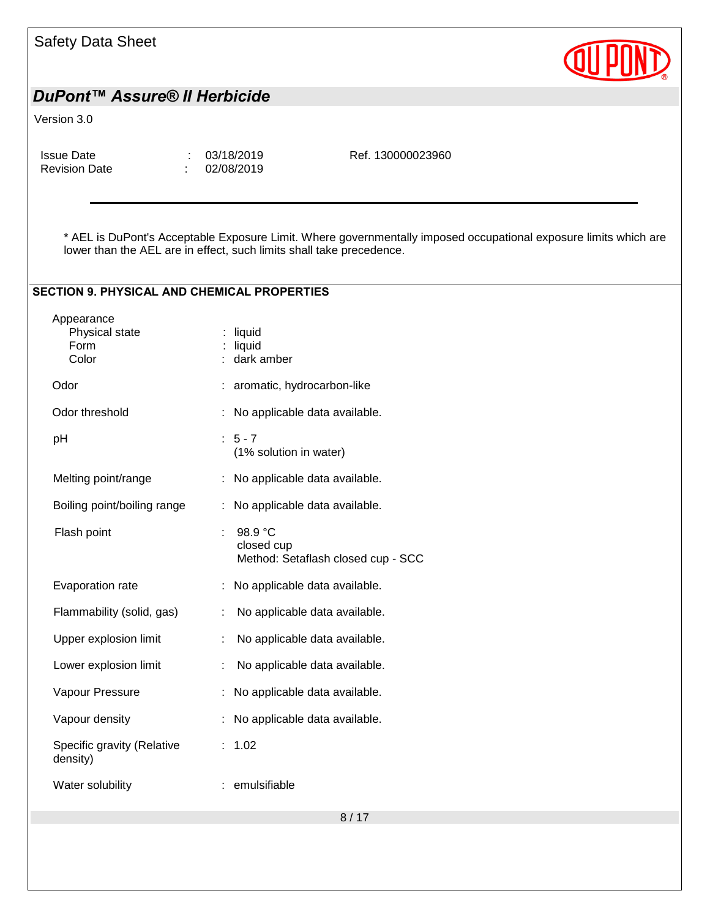* AEL is DuPont's Acceptable Exposure Limit. Where governmentally imposed occupational exposure limits which are lower than the AEL are in effect, such limits shall take precedence.

## SECTION 9. PHYSICAL AND CHEMICAL PROPERTIES

| Property | Value |
|---|---|
| Appearance | |
| Physical state | liquid |
| Form | liquid |
| Color | dark amber |
| Odor | aromatic, hydrocarbon-like |
| Odor threshold | No applicable data available. |
| pH | 5 - 7 (1% solution in water) |
| Melting point/range | No applicable data available. |
| Boiling point/boiling range | No applicable data available. |
| Flash point | 98.9 °C closed cup Method: Setaflash closed cup - SCC |
| Evaporation rate | No applicable data available. |
| Flammability (solid, gas) | No applicable data available. |
| Upper explosion limit | No applicable data available. |
| Lower explosion limit | No applicable data available. |
| Vapour Pressure | No applicable data available. |
| Vapour density | No applicable data available. |
| Specific gravity (Relative density) | 1.02 |
| Water solubility | emulsifiable |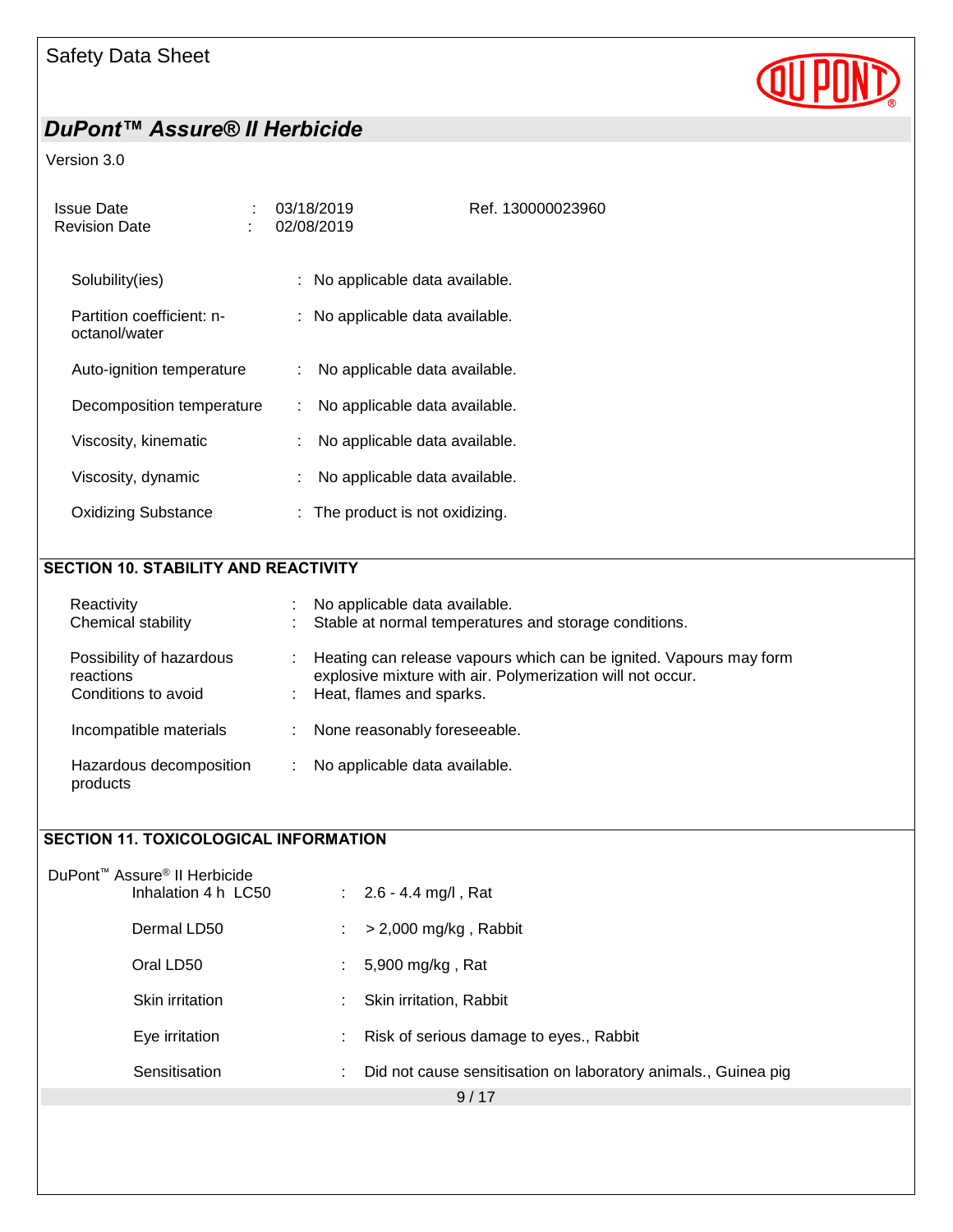| | | |
|---|---|---|
| Solubility(ies) | : | No applicable data available. |
| Partition coefficient: n-octanol/water | : | No applicable data available. |
| Auto-ignition temperature | : | No applicable data available. |
| Decomposition temperature | : | No applicable data available. |
| Viscosity, kinematic | : | No applicable data available. |
| Viscosity, dynamic | : | No applicable data available. |
| Oxidizing Substance | : | The product is not oxidizing. |

## SECTION 10. STABILITY AND REACTIVITY

| | | |
|---|---|---|
| Reactivity | : | No applicable data available. |
| Chemical stability | : | Stable at normal temperatures and storage conditions. |
| Possibility of hazardous reactions | : | Heating can release vapours which can be ignited. Vapours may form explosive mixture with air. Polymerization will not occur. |
| Conditions to avoid | : | Heat, flames and sparks. |
| Incompatible materials | : | None reasonably foreseeable. |
| Hazardous decomposition products | : | No applicable data available. |

## SECTION 11. TOXICOLOGICAL INFORMATION

DuPont™ Assure® II Herbicide

| | | |
|---|---|---|
| Inhalation 4 h LC50 | : | 2.6 - 4.4 mg/l , Rat |
| Dermal LD50 | : | > 2,000 mg/kg , Rabbit |
| Oral LD50 | : | 5,900 mg/kg , Rat |
| Skin irritation | : | Skin irritation, Rabbit |
| Eye irritation | : | Risk of serious damage to eyes., Rabbit |
| Sensitisation | : | Did not cause sensitisation on laboratory animals., Guinea pig |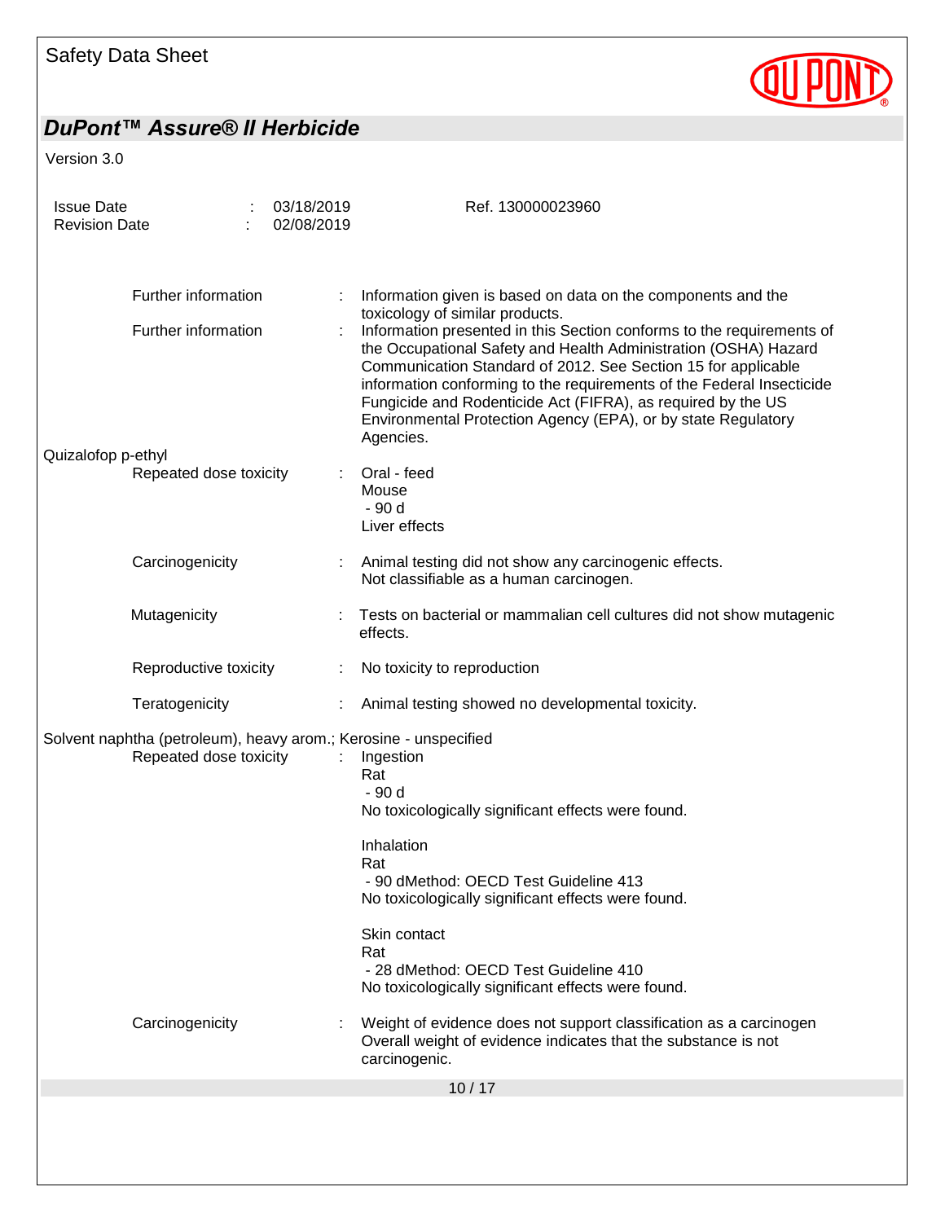Further information : Information given is based on data on the components and the toxicology of similar products.

Further information : Information presented in this Section conforms to the requirements of the Occupational Safety and Health Administration (OSHA) Hazard Communication Standard of 2012. See Section 15 for applicable information conforming to the requirements of the Federal Insecticide Fungicide and Rodenticide Act (FIFRA), as required by the US Environmental Protection Agency (EPA), or by state Regulatory Agencies.

Quizalofop p-ethyl

Repeated dose toxicity : Oral - feed
Mouse
- 90 d
Liver effects

Carcinogenicity : Animal testing did not show any carcinogenic effects.
Not classifiable as a human carcinogen.

Mutagenicity : Tests on bacterial or mammalian cell cultures did not show mutagenic effects.

Reproductive toxicity : No toxicity to reproduction

Teratogenicity : Animal testing showed no developmental toxicity.

Solvent naphtha (petroleum), heavy arom.; Kerosine - unspecified

Repeated dose toxicity : Ingestion
Rat
- 90 d
No toxicologically significant effects were found.

Inhalation
Rat
- 90 dMethod: OECD Test Guideline 413
No toxicologically significant effects were found.

Skin contact
Rat
- 28 dMethod: OECD Test Guideline 410
No toxicologically significant effects were found.

Carcinogenicity : Weight of evidence does not support classification as a carcinogen
Overall weight of evidence indicates that the substance is not carcinogenic.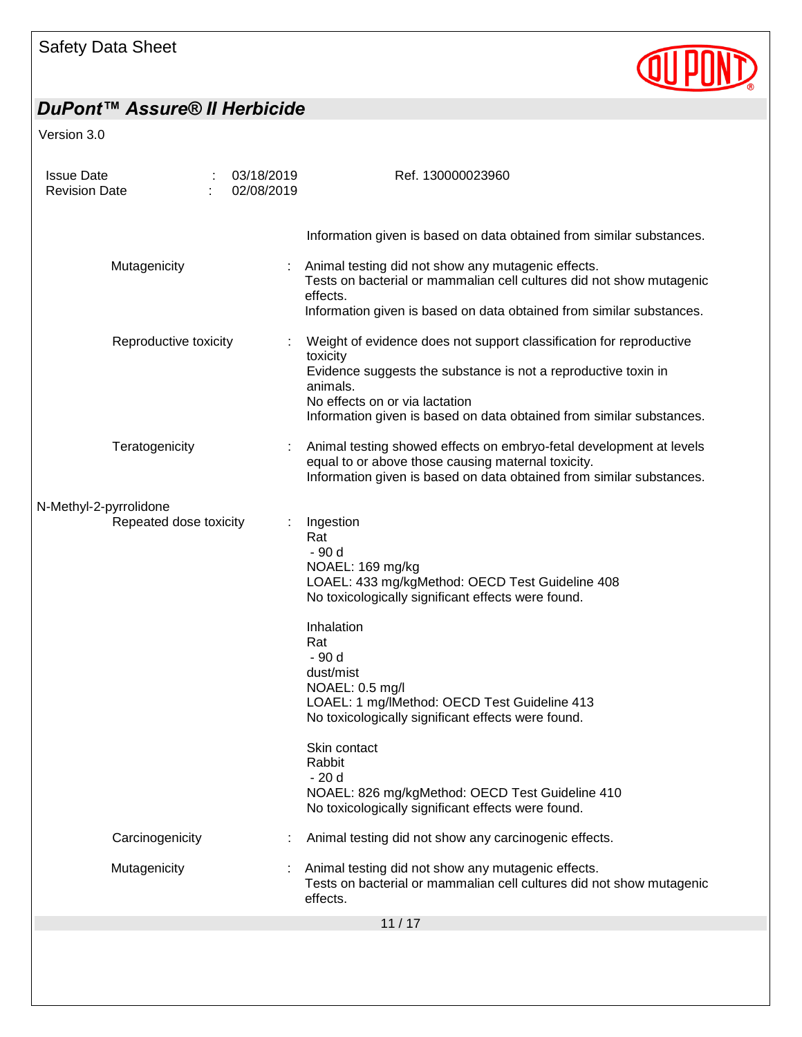Information given is based on data obtained from similar substances.

Mutagenicity : Animal testing did not show any mutagenic effects.
Tests on bacterial or mammalian cell cultures did not show mutagenic effects.
Information given is based on data obtained from similar substances.

Reproductive toxicity : Weight of evidence does not support classification for reproductive toxicity
Evidence suggests the substance is not a reproductive toxin in animals.
No effects on or via lactation
Information given is based on data obtained from similar substances.

Teratogenicity : Animal testing showed effects on embryo-fetal development at levels equal to or above those causing maternal toxicity.
Information given is based on data obtained from similar substances.

N-Methyl-2-pyrrolidone

Repeated dose toxicity : Ingestion
Rat
- 90 d
NOAEL: 169 mg/kg
LOAEL: 433 mg/kgMethod: OECD Test Guideline 408
No toxicologically significant effects were found.

Inhalation
Rat
- 90 d
dust/mist
NOAEL: 0.5 mg/l
LOAEL: 1 mg/lMethod: OECD Test Guideline 413
No toxicologically significant effects were found.

Skin contact
Rabbit
- 20 d
NOAEL: 826 mg/kgMethod: OECD Test Guideline 410
No toxicologically significant effects were found.

Carcinogenicity : Animal testing did not show any carcinogenic effects.

Mutagenicity : Animal testing did not show any mutagenic effects.
Tests on bacterial or mammalian cell cultures did not show mutagenic effects.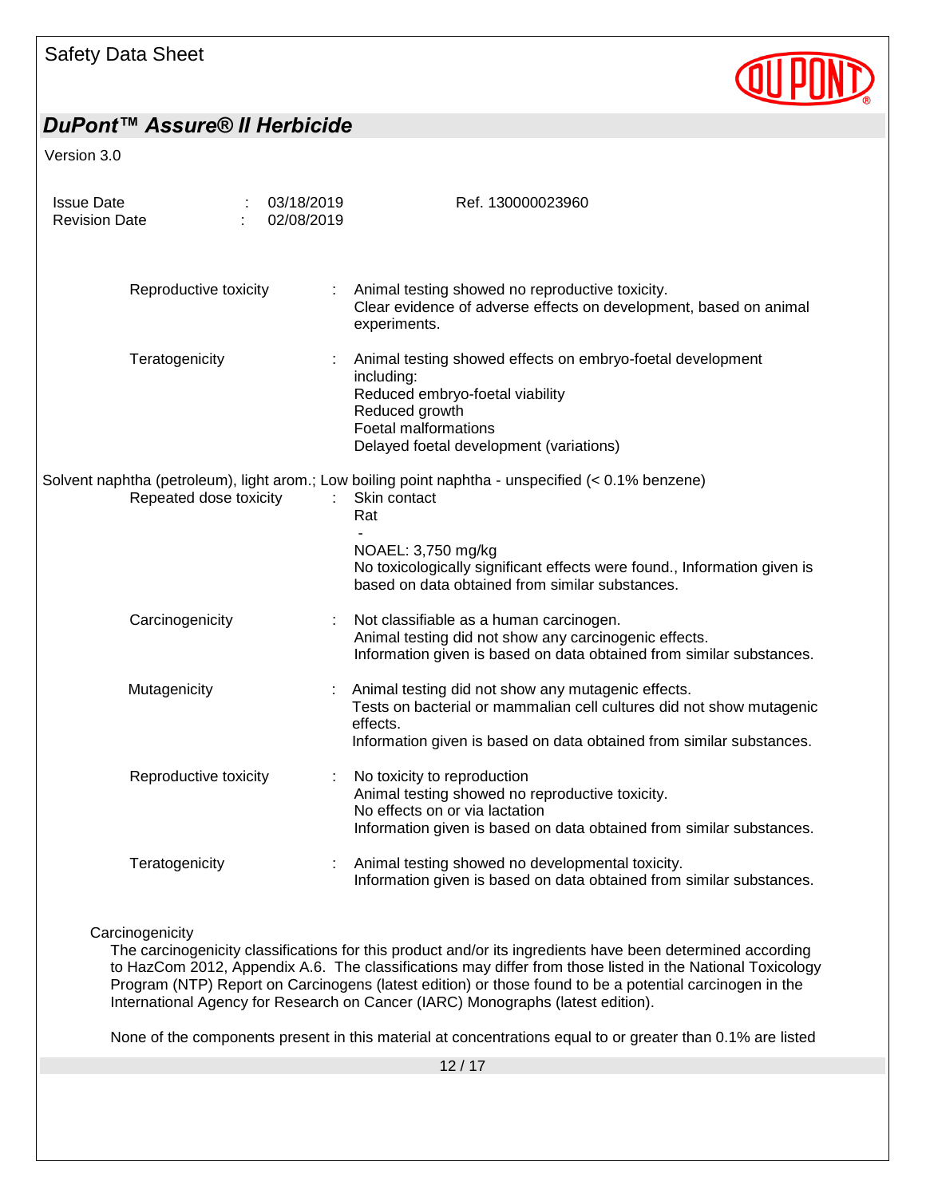| | | |
|---|---|---|
| Reproductive toxicity | : | Animal testing showed no reproductive toxicity.<br>Clear evidence of adverse effects on development, based on animal experiments. |
| Teratogenicity | : | Animal testing showed effects on embryo-foetal development including:<br>Reduced embryo-foetal viability<br>Reduced growth<br>Foetal malformations<br>Delayed foetal development (variations) |

Solvent naphtha (petroleum), light arom.; Low boiling point naphtha - unspecified (< 0.1% benzene)

| | | |
|---|---|---|
| Repeated dose toxicity | : | Skin contact<br>Rat<br>-<br>NOAEL: 3,750 mg/kg<br>No toxicologically significant effects were found., Information given is based on data obtained from similar substances. |
| Carcinogenicity | : | Not classifiable as a human carcinogen.<br>Animal testing did not show any carcinogenic effects.<br>Information given is based on data obtained from similar substances. |
| Mutagenicity | : | Animal testing did not show any mutagenic effects.<br>Tests on bacterial or mammalian cell cultures did not show mutagenic effects.<br>Information given is based on data obtained from similar substances. |
| Reproductive toxicity | : | No toxicity to reproduction<br>Animal testing showed no reproductive toxicity.<br>No effects on or via lactation<br>Information given is based on data obtained from similar substances. |
| Teratogenicity | : | Animal testing showed no developmental toxicity.<br>Information given is based on data obtained from similar substances. |

Carcinogenicity

The carcinogenicity classifications for this product and/or its ingredients have been determined according to HazCom 2012, Appendix A.6. The classifications may differ from those listed in the National Toxicology Program (NTP) Report on Carcinogens (latest edition) or those found to be a potential carcinogen in the International Agency for Research on Cancer (IARC) Monographs (latest edition).

None of the components present in this material at concentrations equal to or greater than 0.1% are listed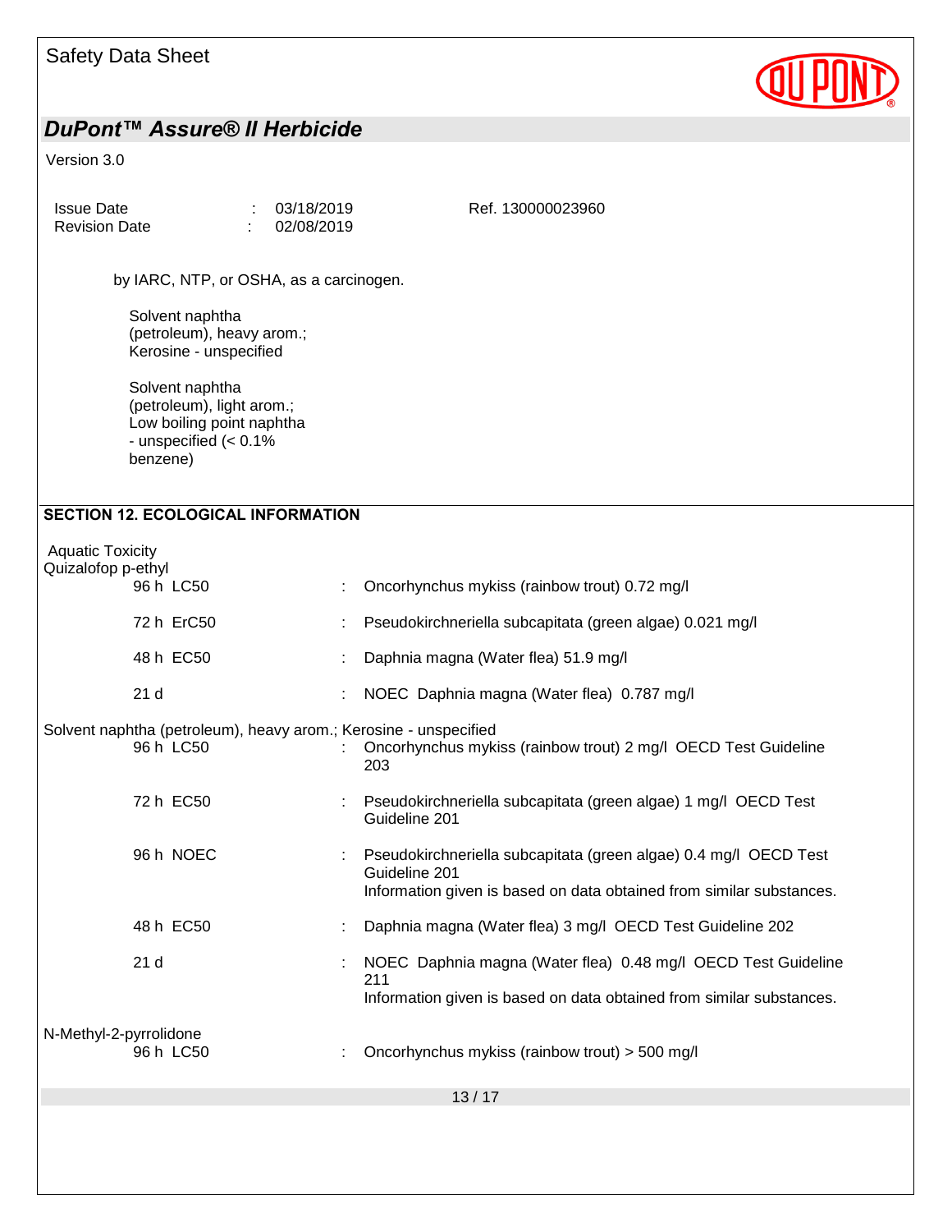by IARC, NTP, or OSHA, as a carcinogen.

Solvent naphtha (petroleum), heavy arom.; Kerosine - unspecified

Solvent naphtha (petroleum), light arom.; Low boiling point naphtha - unspecified (< 0.1% benzene)

## SECTION 12. ECOLOGICAL INFORMATION

Aquatic Toxicity

Quizalofop p-ethyl

| | | |
|---|---|---|
| 96 h LC50 | : | Oncorhynchus mykiss (rainbow trout) 0.72 mg/l |
| 72 h ErC50 | : | Pseudokirchneriella subcapitata (green algae) 0.021 mg/l |
| 48 h EC50 | : | Daphnia magna (Water flea) 51.9 mg/l |
| 21 d | : | NOEC Daphnia magna (Water flea) 0.787 mg/l |

Solvent naphtha (petroleum), heavy arom.; Kerosine - unspecified

| | | |
|---|---|---|
| 96 h LC50 | : | Oncorhynchus mykiss (rainbow trout) 2 mg/l OECD Test Guideline 203 |
| 72 h EC50 | : | Pseudokirchneriella subcapitata (green algae) 1 mg/l OECD Test Guideline 201 |
| 96 h NOEC | : | Pseudokirchneriella subcapitata (green algae) 0.4 mg/l OECD Test Guideline 201<br>Information given is based on data obtained from similar substances. |
| 48 h EC50 | : | Daphnia magna (Water flea) 3 mg/l OECD Test Guideline 202 |
| 21 d | : | NOEC Daphnia magna (Water flea) 0.48 mg/l OECD Test Guideline 211<br>Information given is based on data obtained from similar substances. |

N-Methyl-2-pyrrolidone

| | | |
|---|---|---|
| 96 h LC50 | : | Oncorhynchus mykiss (rainbow trout) > 500 mg/l |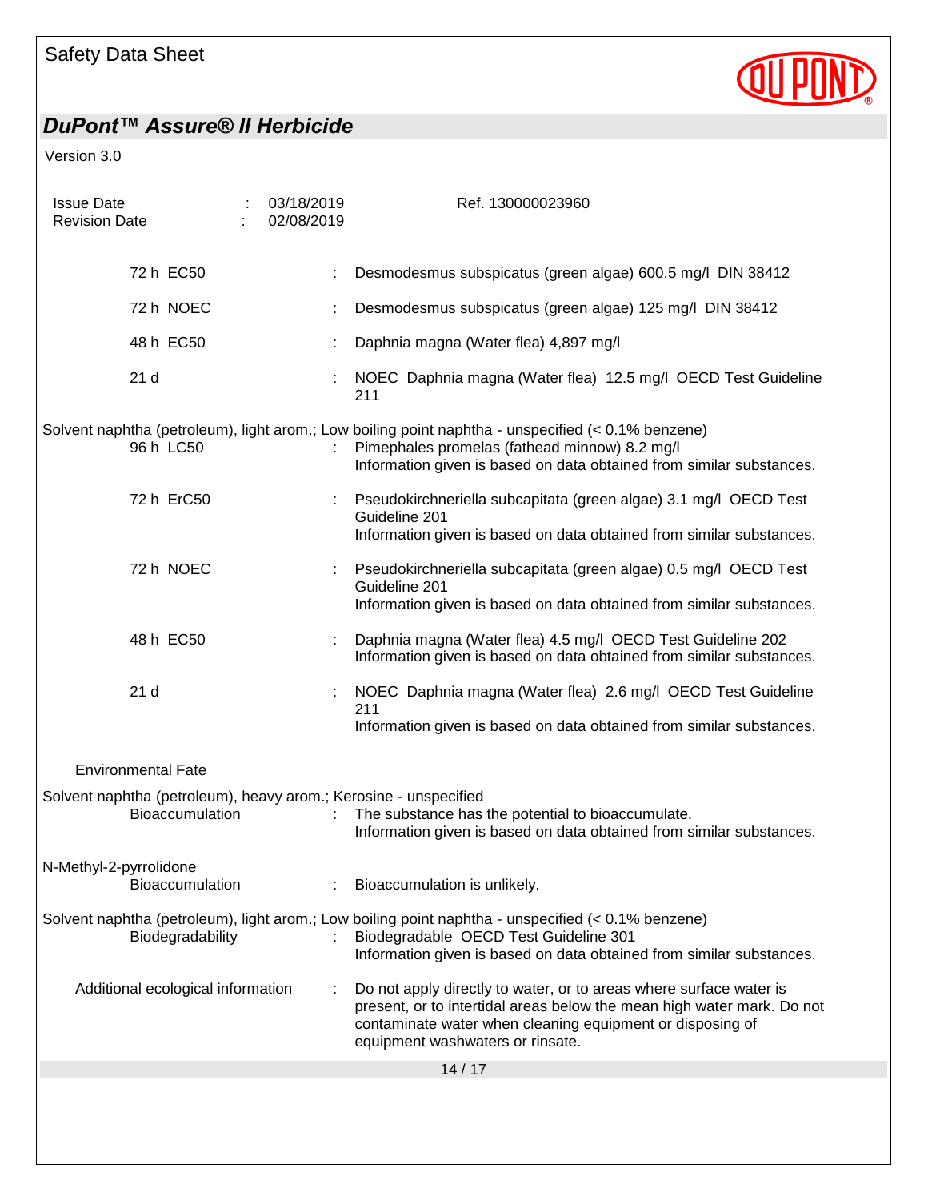| | | |
|---|---|---|
| 72 h EC50 | : | Desmodesmus subspicatus (green algae) 600.5 mg/l DIN 38412 |
| 72 h NOEC | : | Desmodesmus subspicatus (green algae) 125 mg/l DIN 38412 |
| 48 h EC50 | : | Daphnia magna (Water flea) 4,897 mg/l |
| 21 d | : | NOEC Daphnia magna (Water flea) 12.5 mg/l OECD Test Guideline 211 |

Solvent naphtha (petroleum), light arom.; Low boiling point naphtha - unspecified (< 0.1% benzene)

| | | |
|---|---|---|
| 96 h LC50 | : | Pimephales promelas (fathead minnow) 8.2 mg/l<br>Information given is based on data obtained from similar substances. |
| 72 h ErC50 | : | Pseudokirchneriella subcapitata (green algae) 3.1 mg/l OECD Test Guideline 201<br>Information given is based on data obtained from similar substances. |
| 72 h NOEC | : | Pseudokirchneriella subcapitata (green algae) 0.5 mg/l OECD Test Guideline 201<br>Information given is based on data obtained from similar substances. |
| 48 h EC50 | : | Daphnia magna (Water flea) 4.5 mg/l OECD Test Guideline 202<br>Information given is based on data obtained from similar substances. |
| 21 d | : | NOEC Daphnia magna (Water flea) 2.6 mg/l OECD Test Guideline 211<br>Information given is based on data obtained from similar substances. |

### Environmental Fate

Solvent naphtha (petroleum), heavy arom.; Kerosine - unspecified

| | | |
|---|---|---|
| Bioaccumulation | : | The substance has the potential to bioaccumulate.<br>Information given is based on data obtained from similar substances. |

N-Methyl-2-pyrrolidone

| | | |
|---|---|---|
| Bioaccumulation | : | Bioaccumulation is unlikely. |

Solvent naphtha (petroleum), light arom.; Low boiling point naphtha - unspecified (< 0.1% benzene)

| | | |
|---|---|---|
| Biodegradability | : | Biodegradable OECD Test Guideline 301<br>Information given is based on data obtained from similar substances. |

Additional ecological information : Do not apply directly to water, or to areas where surface water is present, or to intertidal areas below the mean high water mark. Do not contaminate water when cleaning equipment or disposing of equipment washwaters or rinsate.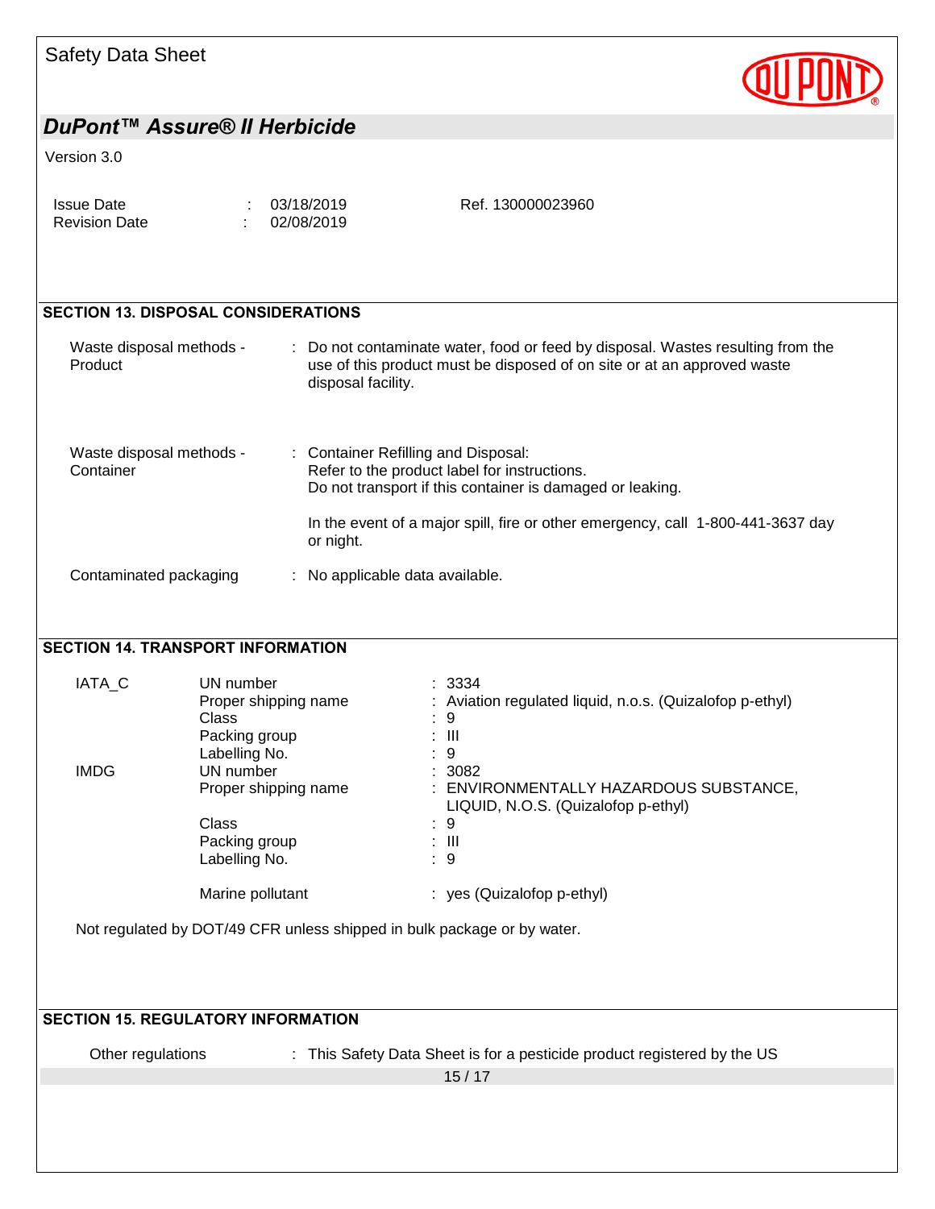## SECTION 13. DISPOSAL CONSIDERATIONS

| | |
|---|---|
| Waste disposal methods - Product | : Do not contaminate water, food or feed by disposal. Wastes resulting from the use of this product must be disposed of on site or at an approved waste disposal facility. |
| Waste disposal methods - Container | : Container Refilling and Disposal:<br>Refer to the product label for instructions.<br>Do not transport if this container is damaged or leaking.<br><br>In the event of a major spill, fire or other emergency, call 1-800-441-3637 day or night. |
| Contaminated packaging | : No applicable data available. |

## SECTION 14. TRANSPORT INFORMATION

| | | |
|---|---|---|
| IATA_C | UN number | : 3334 |
| | Proper shipping name | : Aviation regulated liquid, n.o.s. (Quizalofop p-ethyl) |
| | Class | : 9 |
| | Packing group | : III |
| | Labelling No. | : 9 |
| IMDG | UN number | : 3082 |
| | Proper shipping name | : ENVIRONMENTALLY HAZARDOUS SUBSTANCE, LIQUID, N.O.S. (Quizalofop p-ethyl) |
| | Class | : 9 |
| | Packing group | : III |
| | Labelling No. | : 9 |
| | Marine pollutant | : yes (Quizalofop p-ethyl) |

Not regulated by DOT/49 CFR unless shipped in bulk package or by water.

## SECTION 15. REGULATORY INFORMATION

Other regulations : This Safety Data Sheet is for a pesticide product registered by the US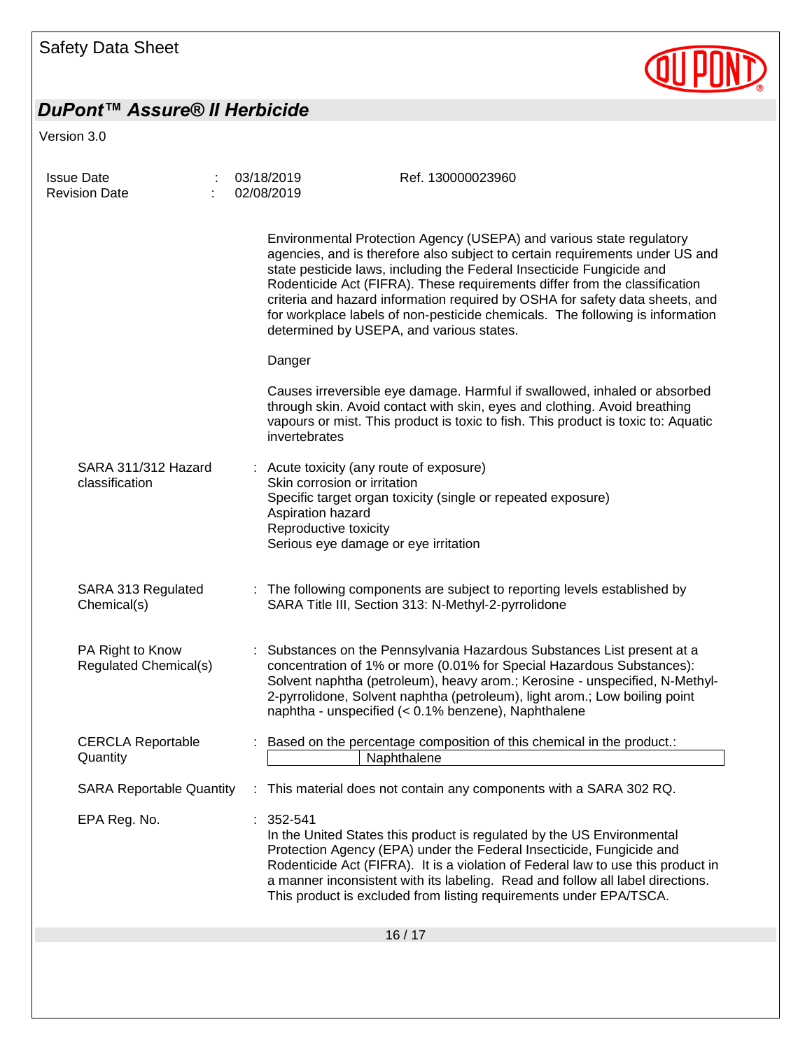Environmental Protection Agency (USEPA) and various state regulatory agencies, and is therefore also subject to certain requirements under US and state pesticide laws, including the Federal Insecticide Fungicide and Rodenticide Act (FIFRA). These requirements differ from the classification criteria and hazard information required by OSHA for safety data sheets, and for workplace labels of non-pesticide chemicals. The following is information determined by USEPA, and various states.

Danger

Causes irreversible eye damage. Harmful if swallowed, inhaled or absorbed through skin. Avoid contact with skin, eyes and clothing. Avoid breathing vapours or mist. This product is toxic to fish. This product is toxic to: Aquatic invertebrates

**SARA 311/312 Hazard classification** : Acute toxicity (any route of exposure)
Skin corrosion or irritation
Specific target organ toxicity (single or repeated exposure)
Aspiration hazard
Reproductive toxicity
Serious eye damage or eye irritation

**SARA 313 Regulated Chemical(s)** : The following components are subject to reporting levels established by SARA Title III, Section 313: N-Methyl-2-pyrrolidone

**PA Right to Know Regulated Chemical(s)** : Substances on the Pennsylvania Hazardous Substances List present at a concentration of 1% or more (0.01% for Special Hazardous Substances): Solvent naphtha (petroleum), heavy arom.; Kerosine - unspecified, N-Methyl-2-pyrrolidone, Solvent naphtha (petroleum), light arom.; Low boiling point naphtha - unspecified (< 0.1% benzene), Naphthalene

**CERCLA Reportable Quantity** : Based on the percentage composition of this chemical in the product.:

| | Naphthalene |
|---|---|

**SARA Reportable Quantity** : This material does not contain any components with a SARA 302 RQ.

**EPA Reg. No.** : 352-541
In the United States this product is regulated by the US Environmental Protection Agency (EPA) under the Federal Insecticide, Fungicide and Rodenticide Act (FIFRA). It is a violation of Federal law to use this product in a manner inconsistent with its labeling. Read and follow all label directions. This product is excluded from listing requirements under EPA/TSCA.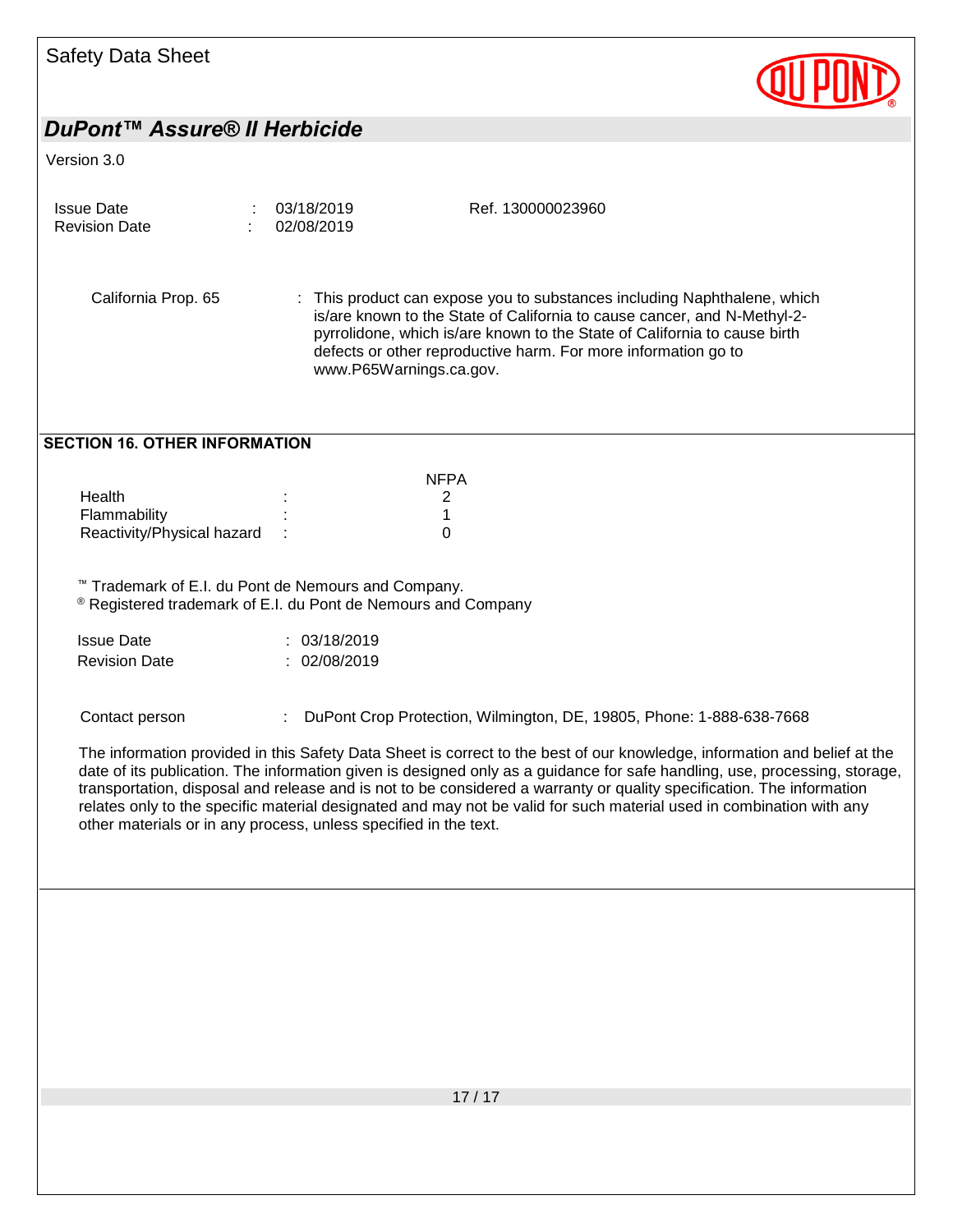California Prop. 65 : This product can expose you to substances including Naphthalene, which is/are known to the State of California to cause cancer, and N-Methyl-2-pyrrolidone, which is/are known to the State of California to cause birth defects or other reproductive harm. For more information go to www.P65Warnings.ca.gov.

## SECTION 16. OTHER INFORMATION

| | | NFPA |
|---|---|---|
| Health | : | 2 |
| Flammability | : | 1 |
| Reactivity/Physical hazard | : | 0 |

™ Trademark of E.I. du Pont de Nemours and Company.
® Registered trademark of E.I. du Pont de Nemours and Company

Issue Date : 03/18/2019
Revision Date : 02/08/2019

Contact person : DuPont Crop Protection, Wilmington, DE, 19805, Phone: 1-888-638-7668

The information provided in this Safety Data Sheet is correct to the best of our knowledge, information and belief at the date of its publication. The information given is designed only as a guidance for safe handling, use, processing, storage, transportation, disposal and release and is not to be considered a warranty or quality specification. The information relates only to the specific material designated and may not be valid for such material used in combination with any other materials or in any process, unless specified in the text.